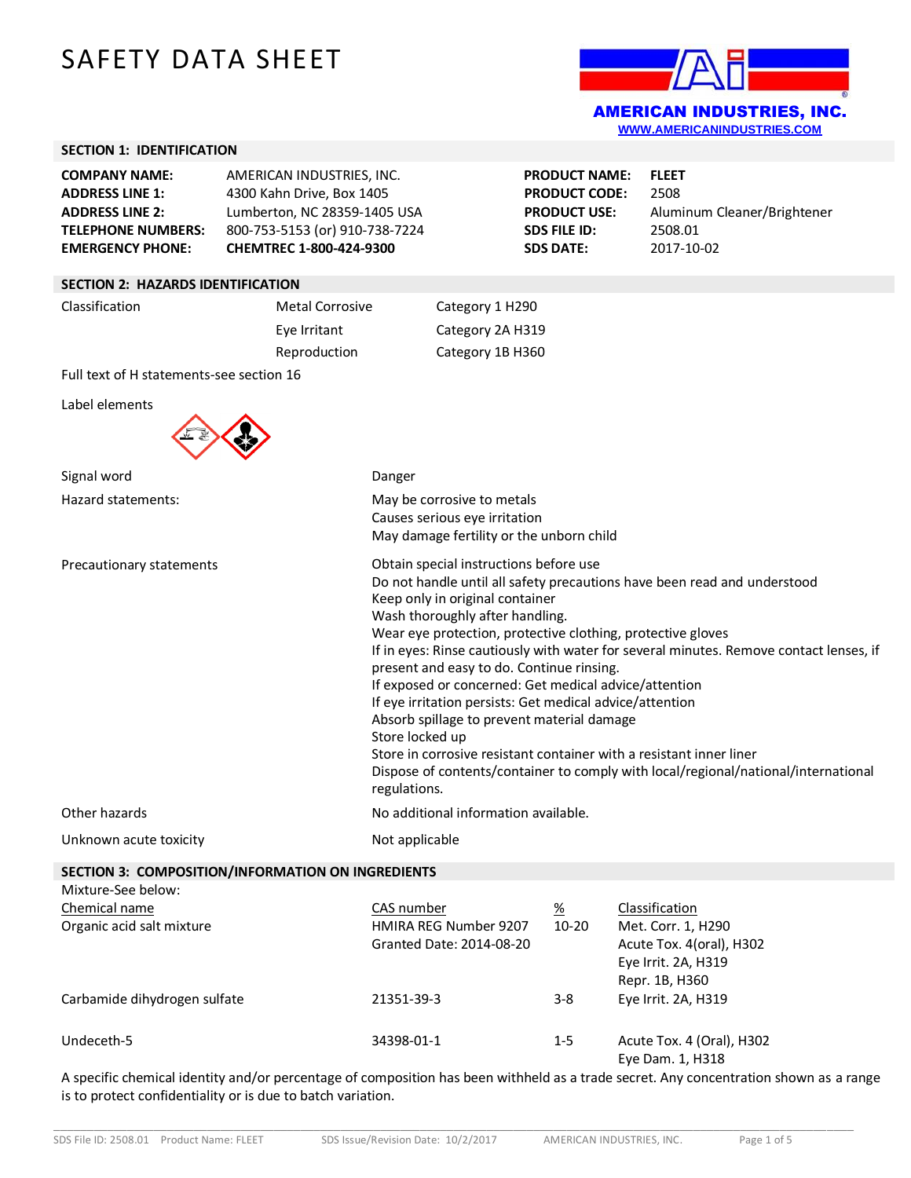# SAFETY DATA SHEET

**AMERICAN INDUSTRIES, INC.**
WWW.AMERICANINDUSTRIES.COM

## SECTION 1: IDENTIFICATION

| | | | |
|---|---|---|---|
| **COMPANY NAME:** | AMERICAN INDUSTRIES, INC. | **PRODUCT NAME:** | **FLEET** |
| **ADDRESS LINE 1:** | 4300 Kahn Drive, Box 1405 | **PRODUCT CODE:** | 2508 |
| **ADDRESS LINE 2:** | Lumberton, NC 28359-1405 USA | **PRODUCT USE:** | Aluminum Cleaner/Brightener |
| **TELEPHONE NUMBERS:** | 800-753-5153 (or) 910-738-7224 | **SDS FILE ID:** | 2508.01 |
| **EMERGENCY PHONE:** | **CHEMTREC 1-800-424-9300** | **SDS DATE:** | 2017-10-02 |

## SECTION 2: HAZARDS IDENTIFICATION

| | | |
|---|---|---|
| Classification | Metal Corrosive | Category 1 H290 |
| | Eye Irritant | Category 2A H319 |
| | Reproduction | Category 1B H360 |

Full text of H statements-see section 16

Label elements

**Signal word:** Danger

**Hazard statements:**
May be corrosive to metals
Causes serious eye irritation
May damage fertility or the unborn child

**Precautionary statements:**
Obtain special instructions before use
Do not handle until all safety precautions have been read and understood
Keep only in original container
Wash thoroughly after handling.
Wear eye protection, protective clothing, protective gloves
If in eyes: Rinse cautiously with water for several minutes. Remove contact lenses, if present and easy to do. Continue rinsing.
If exposed or concerned: Get medical advice/attention
If eye irritation persists: Get medical advice/attention
Absorb spillage to prevent material damage
Store locked up
Store in corrosive resistant container with a resistant inner liner
Dispose of contents/container to comply with local/regional/national/international regulations.

**Other hazards:** No additional information available.

**Unknown acute toxicity:** Not applicable

## SECTION 3: COMPOSITION/INFORMATION ON INGREDIENTS

Mixture-See below:

| Chemical name | CAS number | % | Classification |
|---|---|---|---|
| Organic acid salt mixture | HMIRA REG Number 9207 Granted Date: 2014-08-20 | 10-20 | Met. Corr. 1, H290; Acute Tox. 4(oral), H302; Eye Irrit. 2A, H319; Repr. 1B, H360 |
| Carbamide dihydrogen sulfate | 21351-39-3 | 3-8 | Eye Irrit. 2A, H319 |
| Undeceth-5 | 34398-01-1 | 1-5 | Acute Tox. 4 (Oral), H302; Eye Dam. 1, H318 |

A specific chemical identity and/or percentage of composition has been withheld as a trade secret. Any concentration shown as a range is to protect confidentiality or is due to batch variation.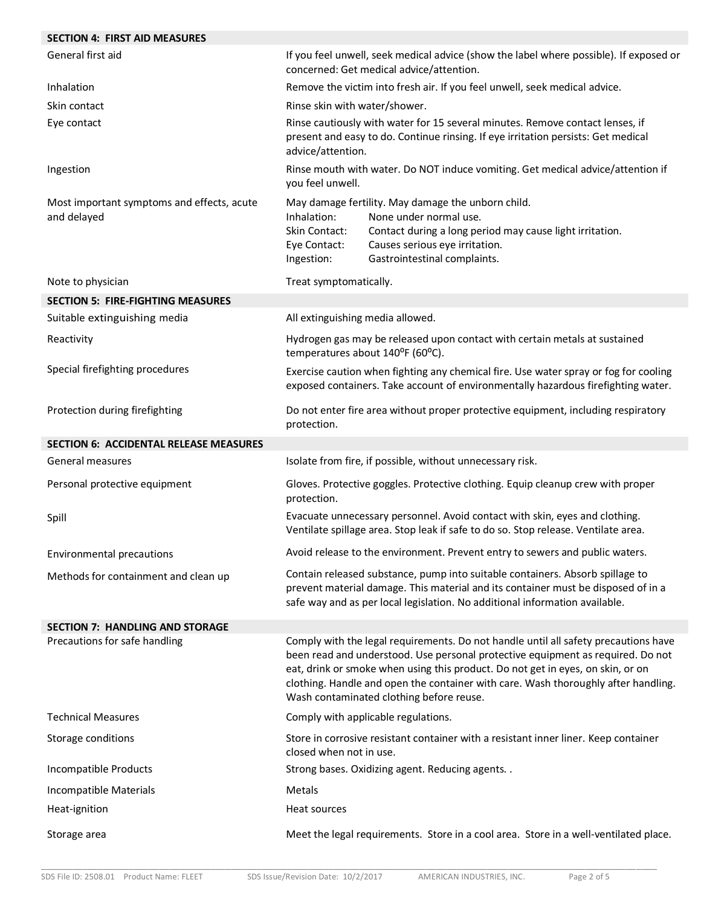## SECTION 4: FIRST AID MEASURES

| | |
|---|---|
| General first aid | If you feel unwell, seek medical advice (show the label where possible). If exposed or concerned: Get medical advice/attention. |
| Inhalation | Remove the victim into fresh air. If you feel unwell, seek medical advice. |
| Skin contact | Rinse skin with water/shower. |
| Eye contact | Rinse cautiously with water for 15 several minutes. Remove contact lenses, if present and easy to do. Continue rinsing. If eye irritation persists: Get medical advice/attention. |
| Ingestion | Rinse mouth with water. Do NOT induce vomiting. Get medical advice/attention if you feel unwell. |
| Most important symptoms and effects, acute and delayed | May damage fertility. May damage the unborn child.<br>Inhalation: None under normal use.<br>Skin Contact: Contact during a long period may cause light irritation.<br>Eye Contact: Causes serious eye irritation.<br>Ingestion: Gastrointestinal complaints. |
| Note to physician | Treat symptomatically. |

## SECTION 5: FIRE-FIGHTING MEASURES

| | |
|---|---|
| Suitable extinguishing media | All extinguishing media allowed. |
| Reactivity | Hydrogen gas may be released upon contact with certain metals at sustained temperatures about 140°F (60°C). |
| Special firefighting procedures | Exercise caution when fighting any chemical fire. Use water spray or fog for cooling exposed containers. Take account of environmentally hazardous firefighting water. |
| Protection during firefighting | Do not enter fire area without proper protective equipment, including respiratory protection. |

## SECTION 6: ACCIDENTAL RELEASE MEASURES

| | |
|---|---|
| General measures | Isolate from fire, if possible, without unnecessary risk. |
| Personal protective equipment | Gloves. Protective goggles. Protective clothing. Equip cleanup crew with proper protection. |
| Spill | Evacuate unnecessary personnel. Avoid contact with skin, eyes and clothing. Ventilate spillage area. Stop leak if safe to do so. Stop release. Ventilate area. |
| Environmental precautions | Avoid release to the environment. Prevent entry to sewers and public waters. |
| Methods for containment and clean up | Contain released substance, pump into suitable containers. Absorb spillage to prevent material damage. This material and its container must be disposed of in a safe way and as per local legislation. No additional information available. |

## SECTION 7: HANDLING AND STORAGE

| | |
|---|---|
| Precautions for safe handling | Comply with the legal requirements. Do not handle until all safety precautions have been read and understood. Use personal protective equipment as required. Do not eat, drink or smoke when using this product. Do not get in eyes, on skin, or on clothing. Handle and open the container with care. Wash thoroughly after handling. Wash contaminated clothing before reuse. |
| Technical Measures | Comply with applicable regulations. |
| Storage conditions | Store in corrosive resistant container with a resistant inner liner. Keep container closed when not in use. |
| Incompatible Products | Strong bases. Oxidizing agent. Reducing agents. . |
| Incompatible Materials | Metals |
| Heat-ignition | Heat sources |
| Storage area | Meet the legal requirements. Store in a cool area. Store in a well-ventilated place. |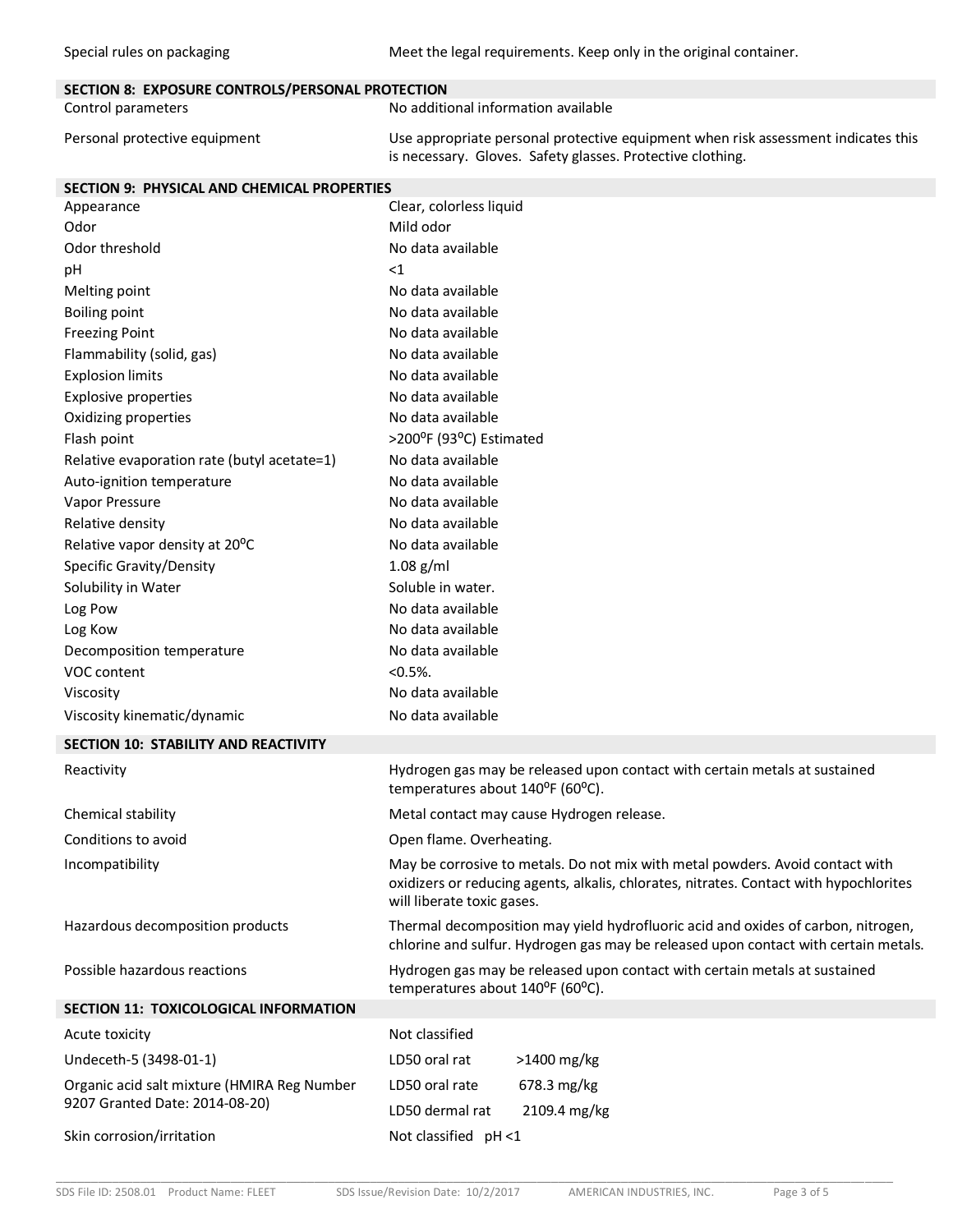| | |
|---|---|
| Special rules on packaging | Meet the legal requirements. Keep only in the original container. |

## SECTION 8: EXPOSURE CONTROLS/PERSONAL PROTECTION

| | |
|---|---|
| Control parameters | No additional information available |
| Personal protective equipment | Use appropriate personal protective equipment when risk assessment indicates this is necessary. Gloves. Safety glasses. Protective clothing. |

## SECTION 9: PHYSICAL AND CHEMICAL PROPERTIES

| | |
|---|---|
| Appearance | Clear, colorless liquid |
| Odor | Mild odor |
| Odor threshold | No data available |
| pH | <1 |
| Melting point | No data available |
| Boiling point | No data available |
| Freezing Point | No data available |
| Flammability (solid, gas) | No data available |
| Explosion limits | No data available |
| Explosive properties | No data available |
| Oxidizing properties | No data available |
| Flash point | >200°F (93°C) Estimated |
| Relative evaporation rate (butyl acetate=1) | No data available |
| Auto-ignition temperature | No data available |
| Vapor Pressure | No data available |
| Relative density | No data available |
| Relative vapor density at 20°C | No data available |
| Specific Gravity/Density | 1.08 g/ml |
| Solubility in Water | Soluble in water. |
| Log Pow | No data available |
| Log Kow | No data available |
| Decomposition temperature | No data available |
| VOC content | <0.5%. |
| Viscosity | No data available |
| Viscosity kinematic/dynamic | No data available |

## SECTION 10: STABILITY AND REACTIVITY

| | |
|---|---|
| Reactivity | Hydrogen gas may be released upon contact with certain metals at sustained temperatures about 140°F (60°C). |
| Chemical stability | Metal contact may cause Hydrogen release. |
| Conditions to avoid | Open flame. Overheating. |
| Incompatibility | May be corrosive to metals. Do not mix with metal powders. Avoid contact with oxidizers or reducing agents, alkalis, chlorates, nitrates. Contact with hypochlorites will liberate toxic gases. |
| Hazardous decomposition products | Thermal decomposition may yield hydrofluoric acid and oxides of carbon, nitrogen, chlorine and sulfur. Hydrogen gas may be released upon contact with certain metals. |
| Possible hazardous reactions | Hydrogen gas may be released upon contact with certain metals at sustained temperatures about 140°F (60°C). |

## SECTION 11: TOXICOLOGICAL INFORMATION

| | | |
|---|---|---|
| Acute toxicity | Not classified | |
| Undeceth-5 (3498-01-1) | LD50 oral rat | >1400 mg/kg |
| Organic acid salt mixture (HMIRA Reg Number 9207 Granted Date: 2014-08-20) | LD50 oral rate | 678.3 mg/kg |
| | LD50 dermal rat | 2109.4 mg/kg |
| Skin corrosion/irritation | Not classified pH <1 | |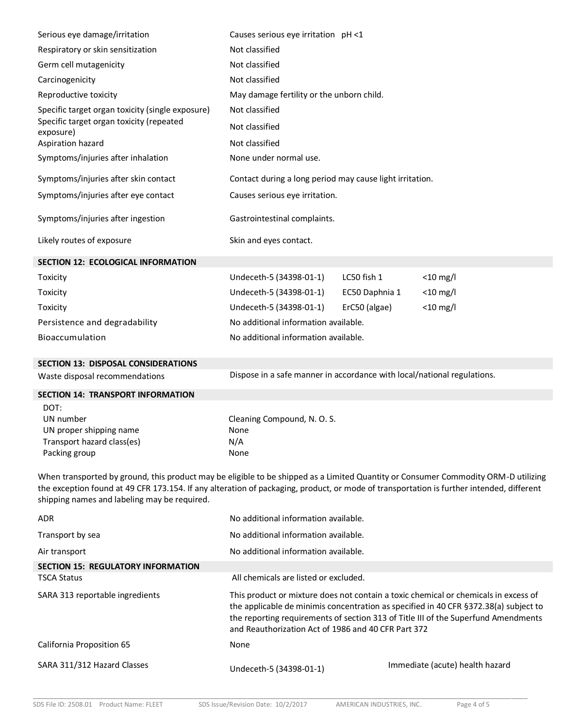| | |
|---|---|
| Serious eye damage/irritation | Causes serious eye irritation pH <1 |
| Respiratory or skin sensitization | Not classified |
| Germ cell mutagenicity | Not classified |
| Carcinogenicity | Not classified |
| Reproductive toxicity | May damage fertility or the unborn child. |
| Specific target organ toxicity (single exposure) | Not classified |
| Specific target organ toxicity (repeated exposure) | Not classified |
| Aspiration hazard | Not classified |
| Symptoms/injuries after inhalation | None under normal use. |
| Symptoms/injuries after skin contact | Contact during a long period may cause light irritation. |
| Symptoms/injuries after eye contact | Causes serious eye irritation. |
| Symptoms/injuries after ingestion | Gastrointestinal complaints. |
| Likely routes of exposure | Skin and eyes contact. |

## SECTION 12: ECOLOGICAL INFORMATION

| | | | |
|---|---|---|---|
| Toxicity | Undeceth-5 (34398-01-1) | LC50 fish 1 | <10 mg/l |
| Toxicity | Undeceth-5 (34398-01-1) | EC50 Daphnia 1 | <10 mg/l |
| Toxicity | Undeceth-5 (34398-01-1) | ErC50 (algae) | <10 mg/l |
| Persistence and degradability | No additional information available. | | |
| Bioaccumulation | No additional information available. | | |

## SECTION 13: DISPOSAL CONSIDERATIONS

| | |
|---|---|
| Waste disposal recommendations | Dispose in a safe manner in accordance with local/national regulations. |

## SECTION 14: TRANSPORT INFORMATION

DOT:

| | |
|---|---|
| UN number | Cleaning Compound, N. O. S. |
| UN proper shipping name | None |
| Transport hazard class(es) | N/A |
| Packing group | None |

When transported by ground, this product may be eligible to be shipped as a Limited Quantity or Consumer Commodity ORM-D utilizing the exception found at 49 CFR 173.154. If any alteration of packaging, product, or mode of transportation is further intended, different shipping names and labeling may be required.

| | |
|---|---|
| ADR | No additional information available. |
| Transport by sea | No additional information available. |
| Air transport | No additional information available. |

## SECTION 15: REGULATORY INFORMATION

| | | |
|---|---|---|
| TSCA Status | All chemicals are listed or excluded. | |
| SARA 313 reportable ingredients | This product or mixture does not contain a toxic chemical or chemicals in excess of the applicable de minimis concentration as specified in 40 CFR §372.38(a) subject to the reporting requirements of section 313 of Title III of the Superfund Amendments and Reauthorization Act of 1986 and 40 CFR Part 372 | |
| California Proposition 65 | None | |
| SARA 311/312 Hazard Classes | Undeceth-5 (34398-01-1) | Immediate (acute) health hazard |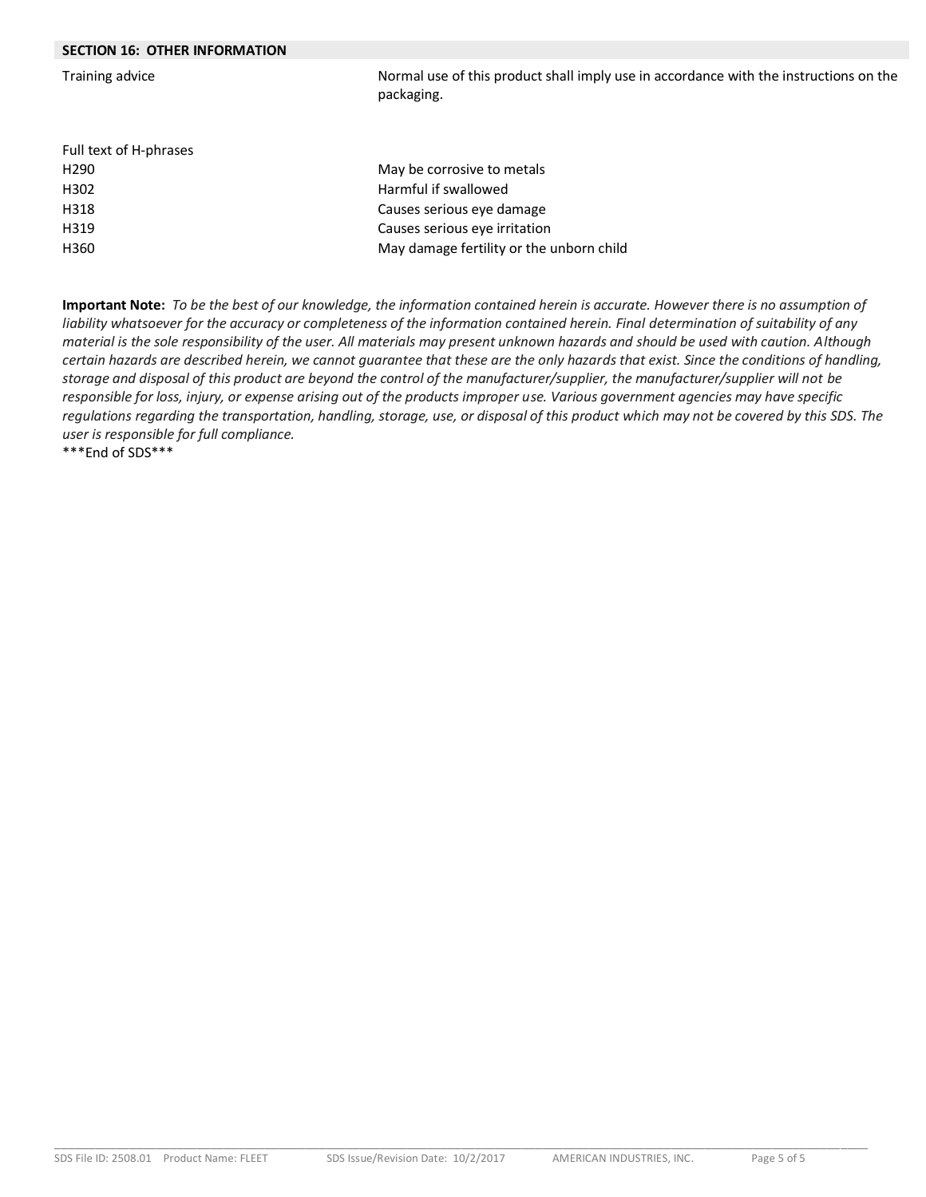## SECTION 16: OTHER INFORMATION

| | |
|---|---|
| Training advice | Normal use of this product shall imply use in accordance with the instructions on the packaging. |

Full text of H-phrases

| | |
|---|---|
| H290 | May be corrosive to metals |
| H302 | Harmful if swallowed |
| H318 | Causes serious eye damage |
| H319 | Causes serious eye irritation |
| H360 | May damage fertility or the unborn child |

**Important Note:** *To be the best of our knowledge, the information contained herein is accurate. However there is no assumption of liability whatsoever for the accuracy or completeness of the information contained herein. Final determination of suitability of any material is the sole responsibility of the user. All materials may present unknown hazards and should be used with caution. Although certain hazards are described herein, we cannot guarantee that these are the only hazards that exist. Since the conditions of handling, storage and disposal of this product are beyond the control of the manufacturer/supplier, the manufacturer/supplier will not be responsible for loss, injury, or expense arising out of the products improper use. Various government agencies may have specific regulations regarding the transportation, handling, storage, use, or disposal of this product which may not be covered by this SDS. The user is responsible for full compliance.*

***End of SDS***